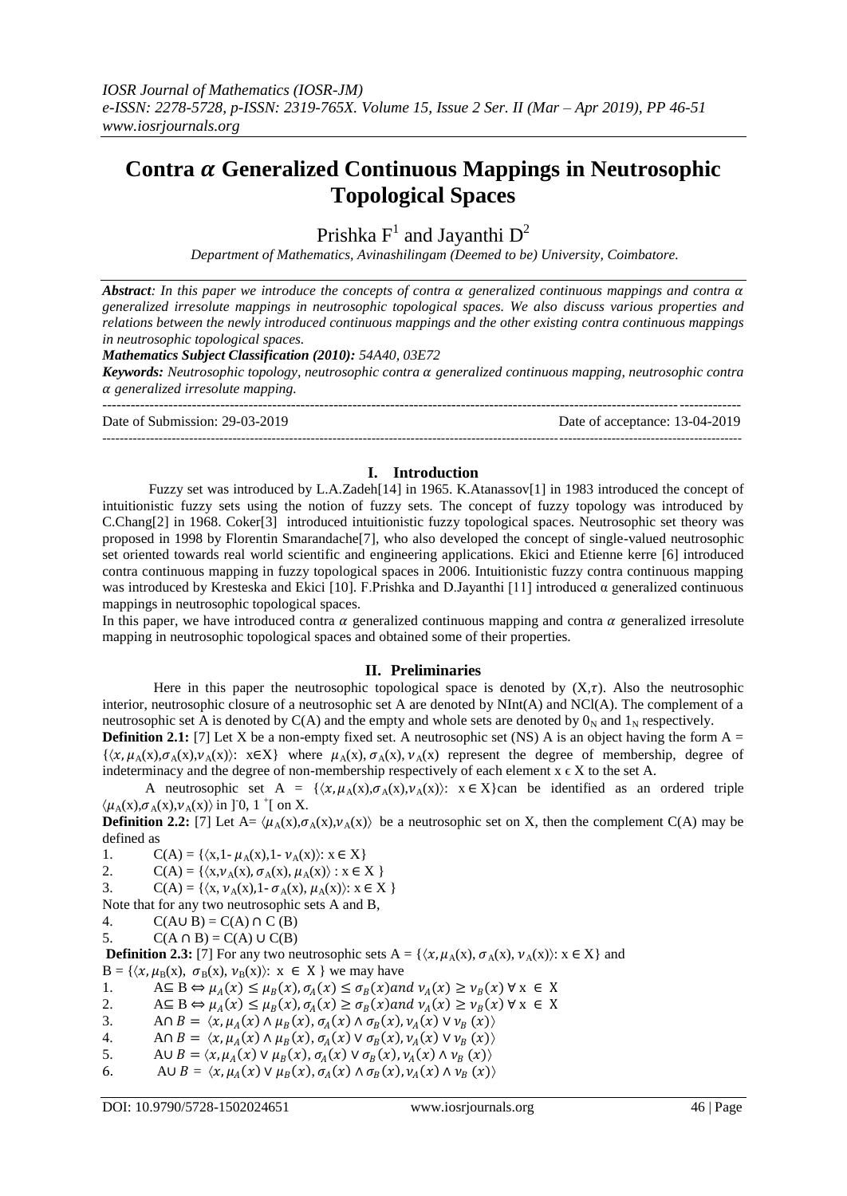# Contra $\alpha$ Generalized Continuous Mappings in Neutrosophic Topological Spaces

Prishka F[1] and Jayanthi D[2]

*Department of Mathematics, Avinashilingam (Deemed to be) University, Coimbatore.*

***Abstract**: In this paper we introduce the concepts of contra α generalized continuous mappings and contra α generalized irresolute mappings in neutrosophic topological spaces. We also discuss various properties and relations between the newly introduced continuous mappings and the other existing contra continuous mappings in neutrosophic topological spaces.*

***Mathematics Subject Classification (2010):** 54A40, 03E72*

***Keywords:** Neutrosophic topology, neutrosophic contra α generalized continuous mapping, neutrosophic contra α generalized irresolute mapping.*

Date of Submission: 29-03-2019 | Date of acceptance: 13-04-2019

## I. Introduction

Fuzzy set was introduced by L.A.Zadeh[14] in 1965. K.Atanassov[1] in 1983 introduced the concept of intuitionistic fuzzy sets using the notion of fuzzy sets. The concept of fuzzy topology was introduced by C.Chang[2] in 1968. Coker[3] introduced intuitionistic fuzzy topological spaces. Neutrosophic set theory was proposed in 1998 by Florentin Smarandache[7], who also developed the concept of single-valued neutrosophic set oriented towards real world scientific and engineering applications. Ekici and Etienne kerre [6] introduced contra continuous mapping in fuzzy topological spaces in 2006. Intuitionistic fuzzy contra continuous mapping was introduced by Kresteska and Ekici [10]. F.Prishka and D.Jayanthi [11] introduced α generalized continuous mappings in neutrosophic topological spaces.

In this paper, we have introduced contra $\alpha$ generalized continuous mapping and contra $\alpha$ generalized irresolute mapping in neutrosophic topological spaces and obtained some of their properties.

## II. Preliminaries

Here in this paper the neutrosophic topological space is denoted by $(X,\tau)$. Also the neutrosophic interior, neutrosophic closure of a neutrosophic set A are denoted by NInt(A) and NCl(A). The complement of a neutrosophic set A is denoted by C(A) and the empty and whole sets are denoted by $0_N$ and $1_N$ respectively.

**Definition 2.1:** [7] Let X be a non-empty fixed set. A neutrosophic set (NS) A is an object having the form $A = \{\langle x, \mu_A(x), \sigma_A(x), \nu_A(x)\rangle : x \in X\}$ where $\mu_A(x), \sigma_A(x), \nu_A(x)$ represent the degree of membership, degree of indeterminacy and the degree of non-membership respectively of each element $x \in X$ to the set A.

A neutrosophic set $A = \{\langle x, \mu_A(x), \sigma_A(x), \nu_A(x)\rangle : x \in X\}$ can be identified as an ordered triple $\langle \mu_A(x), \sigma_A(x), \nu_A(x)\rangle$ in $]^-0, 1^+[$ on X.

**Definition 2.2:** [7] Let $A = \langle \mu_A(x), \sigma_A(x), \nu_A(x)\rangle$ be a neutrosophic set on X, then the complement C(A) may be defined as

1. $C(A) = \{\langle x, 1-\mu_A(x), 1-\nu_A(x)\rangle : x \in X\}$
2. $C(A) = \{\langle x, \nu_A(x), \sigma_A(x), \mu_A(x)\rangle : x \in X\}$
3. $C(A) = \{\langle x, \nu_A(x), 1-\sigma_A(x), \mu_A(x)\rangle : x \in X\}$

Note that for any two neutrosophic sets A and B,

4. $C(A \cup B) = C(A) \cap C(B)$
5. $C(A \cap B) = C(A) \cup C(B)$

**Definition 2.3:** [7] For any two neutrosophic sets $A = \{\langle x, \mu_A(x), \sigma_A(x), \nu_A(x)\rangle : x \in X\}$ and $B = \{\langle x, \mu_B(x), \sigma_B(x), \nu_B(x)\rangle : x \in X\}$ we may have

1. $A \subseteq B \Leftrightarrow \mu_A(x) \leq \mu_B(x), \sigma_A(x) \leq \sigma_B(x) \text{ and } \nu_A(x) \geq \nu_B(x)\ \forall\, x \in X$
2. $A \subseteq B \Leftrightarrow \mu_A(x) \leq \mu_B(x), \sigma_A(x) \geq \sigma_B(x) \text{ and } \nu_A(x) \geq \nu_B(x)\ \forall\, x \in X$
3. $A \cap B = \langle x, \mu_A(x) \wedge \mu_B(x), \sigma_A(x) \wedge \sigma_B(x), \nu_A(x) \vee \nu_B(x)\rangle$
4. $A \cap B = \langle x, \mu_A(x) \wedge \mu_B(x), \sigma_A(x) \vee \sigma_B(x), \nu_A(x) \vee \nu_B(x)\rangle$
5. $A \cup B = \langle x, \mu_A(x) \vee \mu_B(x), \sigma_A(x) \vee \sigma_B(x), \nu_A(x) \wedge \nu_B(x)\rangle$
6. $A \cup B = \langle x, \mu_A(x) \vee \mu_B(x), \sigma_A(x) \wedge \sigma_B(x), \nu_A(x) \wedge \nu_B(x)\rangle$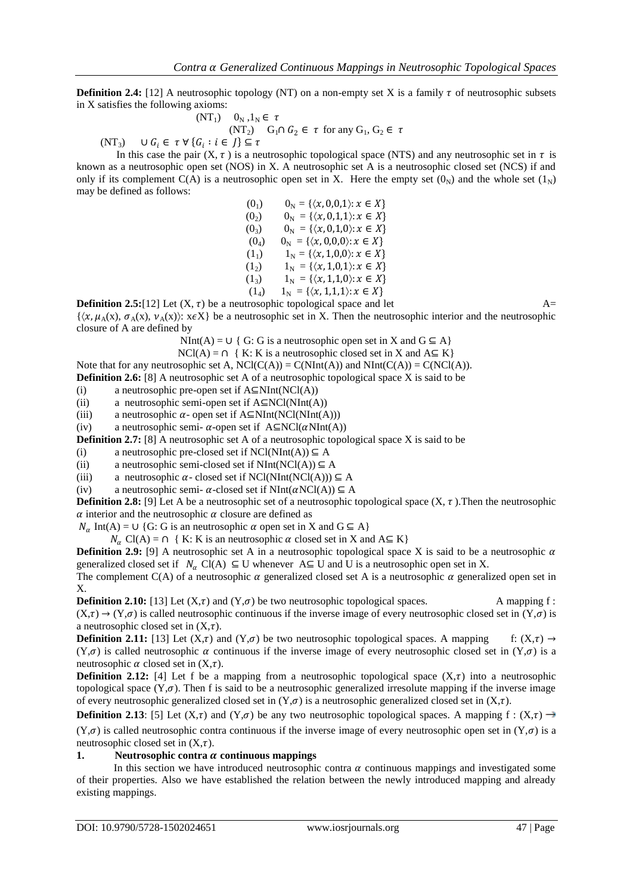**Definition 2.4:** [12] A neutrosophic topology (NT) on a non-empty set X is a family $\tau$ of neutrosophic subsets in X satisfies the following axioms:

$(NT_1)$ $0_N, 1_N \in \tau$

$(NT_2)$ $G_1 \cap G_2 \in \tau$ for any $G_1, G_2 \in \tau$

$(NT_3)$ $\cup G_i \in \tau \; \forall \{G_i : i \in J\} \subseteq \tau$

In this case the pair $(X, \tau)$ is a neutrosophic topological space (NTS) and any neutrosophic set in $\tau$ is known as a neutrosophic open set (NOS) in X. A neutrosophic set A is a neutrosophic closed set (NCS) if and only if its complement C(A) is a neutrosophic open set in X. Here the empty set $(0_N)$ and the whole set $(1_N)$ may be defined as follows:

$(0_1)$ $0_N = \{\langle x, 0,0,1\rangle : x \in X\}$

$(0_2)$ $0_N = \{\langle x, 0,1,1\rangle : x \in X\}$

$(0_3)$ $0_N = \{\langle x, 0,1,0\rangle : x \in X\}$

$(0_4)$ $0_N = \{\langle x, 0,0,0\rangle : x \in X\}$

$(1_1)$ $1_N = \{\langle x, 1,0,0\rangle : x \in X\}$

$(1_2)$ $1_N = \{\langle x, 1,0,1\rangle : x \in X\}$

$(1_3)$ $1_N = \{\langle x, 1,1,0\rangle : x \in X\}$

$(1_4)$ $1_N = \{\langle x, 1,1,1\rangle : x \in X\}$

**Definition 2.5:** [12] Let $(X, \tau)$ be a neutrosophic topological space and let A= $\{\langle x, \mu_A(x), \sigma_A(x), \nu_A(x)\rangle : x \in X\}$ be a neutrosophic set in X. Then the neutrosophic interior and the neutrosophic closure of A are defined by

NInt(A) = $\cup$ { G: G is a neutrosophic open set in X and $G \subseteq A$}

NCl(A) = $\cap$ { K: K is a neutrosophic closed set in X and $A \subseteq K$}

Note that for any neutrosophic set A, NCl(C(A)) = C(NInt(A)) and NInt(C(A)) = C(NCl(A)).

**Definition 2.6:** [8] A neutrosophic set A of a neutrosophic topological space X is said to be

(i) a neutrosophic pre-open set if A⊆NInt(NCl(A))

(ii) a neutrosophic semi-open set if A⊆NCl(NInt(A))

(iii) a neutrosophic $\alpha$- open set if A⊆NInt(NCl(NInt(A)))

(iv) a neutrosophic semi- $\alpha$-open set if A⊆NCl($\alpha$NInt(A))

**Definition 2.7:** [8] A neutrosophic set A of a neutrosophic topological space X is said to be

(i) a neutrosophic pre-closed set if NCl(NInt(A)) ⊆ A

(ii) a neutrosophic semi-closed set if NInt(NCl(A)) ⊆ A

(iii) a neutrosophic $\alpha$- closed set if NCl(NInt(NCl(A))) ⊆ A

(iv) a neutrosophic semi- $\alpha$-closed set if NInt($\alpha$NCl(A)) ⊆ A

**Definition 2.8:** [9] Let A be a neutrosophic set of a neutrosophic topological space $(X, \tau)$. Then the neutrosophic $\alpha$ interior and the neutrosophic $\alpha$ closure are defined as

$N_\alpha$ Int(A) = $\cup$ {G: G is an neutrosophic $\alpha$ open set in X and $G \subseteq A$}

$N_\alpha$ Cl(A) = $\cap$ { K: K is an neutrosophic $\alpha$ closed set in X and $A \subseteq K$}

**Definition 2.9:** [9] A neutrosophic set A in a neutrosophic topological space X is said to be a neutrosophic $\alpha$ generalized closed set if $N_\alpha$ Cl(A) $\subseteq$ U whenever $A \subseteq U$ and U is a neutrosophic open set in X.

The complement C(A) of a neutrosophic $\alpha$ generalized closed set A is a neutrosophic $\alpha$ generalized open set in X.

**Definition 2.10:** [13] Let $(X,\tau)$ and $(Y,\sigma)$ be two neutrosophic topological spaces. A mapping f : $(X,\tau) \to (Y,\sigma)$ is called neutrosophic continuous if the inverse image of every neutrosophic closed set in $(Y,\sigma)$ is a neutrosophic closed set in $(X,\tau)$.

**Definition 2.11:** [13] Let $(X,\tau)$ and $(Y,\sigma)$ be two neutrosophic topological spaces. A mapping f: $(X,\tau) \to (Y,\sigma)$ is called neutrosophic $\alpha$ continuous if the inverse image of every neutrosophic closed set in $(Y,\sigma)$ is a neutrosophic $\alpha$ closed set in $(X,\tau)$.

**Definition 2.12:** [4] Let f be a mapping from a neutrosophic topological space $(X,\tau)$ into a neutrosophic topological space $(Y,\sigma)$. Then f is said to be a neutrosophic generalized irresolute mapping if the inverse image of every neutrosophic generalized closed set in $(Y,\sigma)$ is a neutrosophic generalized closed set in $(X,\tau)$.

**Definition 2.13**: [5] Let $(X,\tau)$ and $(Y,\sigma)$ be any two neutrosophic topological spaces. A mapping f : $(X,\tau) \to (Y,\sigma)$ is called neutrosophic contra continuous if the inverse image of every neutrosophic open set in $(Y,\sigma)$ is a neutrosophic closed set in $(X,\tau)$.

## 1. Neutrosophic contra $\alpha$ continuous mappings

In this section we have introduced neutrosophic contra $\alpha$ continuous mappings and investigated some of their properties. Also we have established the relation between the newly introduced mapping and already existing mappings.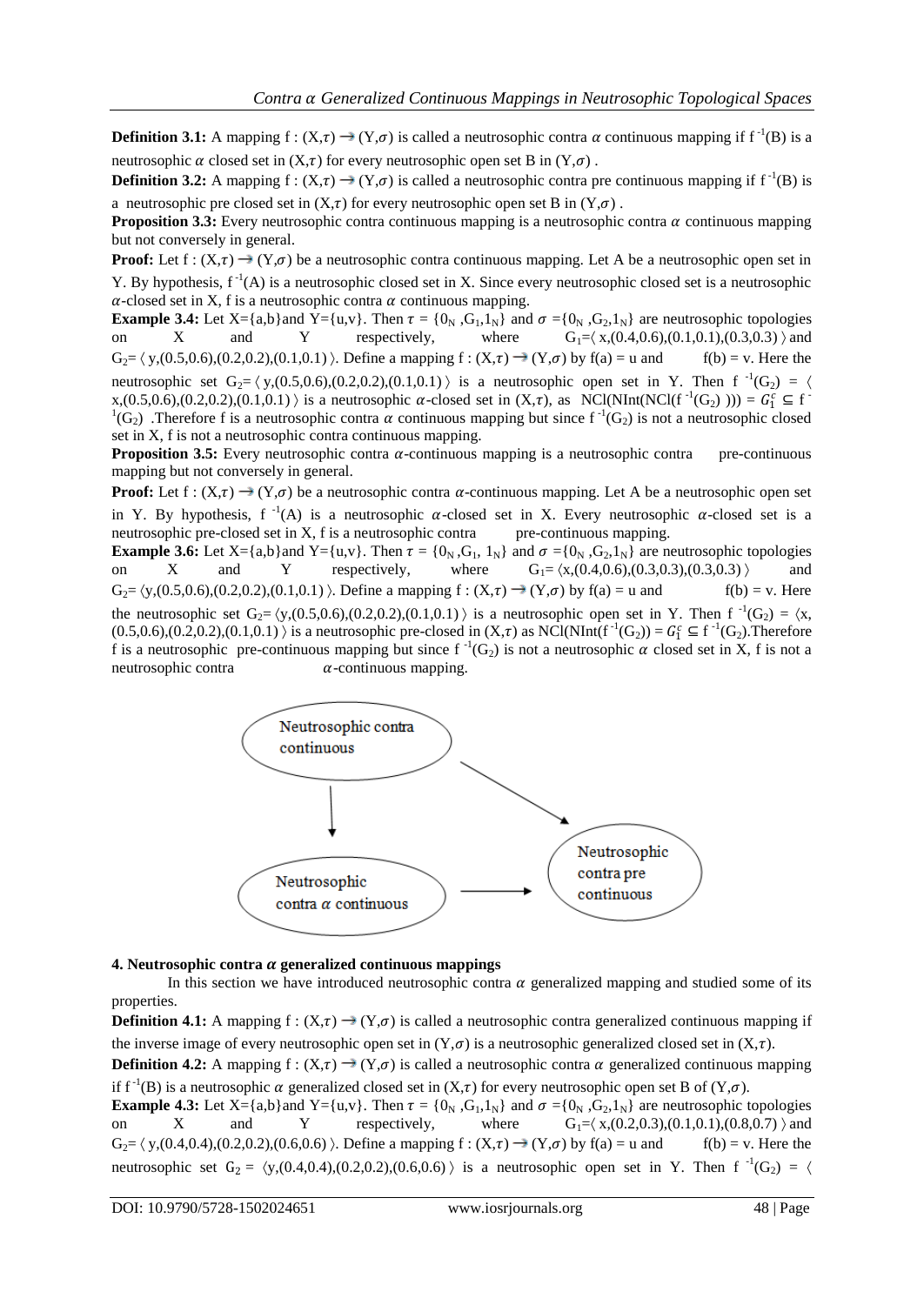**Definition 3.1:** A mapping f : $(X,\tau) \to (Y,\sigma)$ is called a neutrosophic contra $\alpha$ continuous mapping if $f^{-1}(B)$ is a neutrosophic $\alpha$ closed set in $(X,\tau)$ for every neutrosophic open set B in $(Y,\sigma)$ .

**Definition 3.2:** A mapping f : $(X,\tau) \to (Y,\sigma)$ is called a neutrosophic contra pre continuous mapping if $f^{-1}(B)$ is a neutrosophic pre closed set in $(X,\tau)$ for every neutrosophic open set B in $(Y,\sigma)$ .

**Proposition 3.3:** Every neutrosophic contra continuous mapping is a neutrosophic contra $\alpha$ continuous mapping but not conversely in general.

**Proof:** Let f : $(X,\tau) \to (Y,\sigma)$ be a neutrosophic contra continuous mapping. Let A be a neutrosophic open set in Y. By hypothesis, $f^{-1}(A)$ is a neutrosophic closed set in X. Since every neutrosophic closed set is a neutrosophic $\alpha$-closed set in X, f is a neutrosophic contra $\alpha$ continuous mapping.

**Example 3.4:** Let X={a,b}and Y={u,v}. Then $\tau = \{0_N, G_1, 1_N\}$ and $\sigma = \{0_N, G_2, 1_N\}$ are neutrosophic topologies on X and Y respectively, where $G_1 = \langle x,(0.4,0.6),(0.1,0.1),(0.3,0.3) \rangle$ and $G_2 = \langle y,(0.5,0.6),(0.2,0.2),(0.1,0.1) \rangle$. Define a mapping f : $(X,\tau) \to (Y,\sigma)$ by f(a) = u and f(b) = v. Here the neutrosophic set $G_2 = \langle y,(0.5,0.6),(0.2,0.2),(0.1,0.1) \rangle$ is a neutrosophic open set in Y. Then $f^{-1}(G_2) = \langle x,(0.5,0.6),(0.2,0.2),(0.1,0.1) \rangle$ is a neutrosophic $\alpha$-closed set in $(X,\tau)$, as $NCl(NInt(NCl(f^{-1}(G_2)))) = G_1^c \subseteq f^{-1}(G_2)$ .Therefore f is a neutrosophic contra $\alpha$ continuous mapping but since $f^{-1}(G_2)$ is not a neutrosophic closed set in X, f is not a neutrosophic contra continuous mapping.

**Proposition 3.5:** Every neutrosophic contra $\alpha$-continuous mapping is a neutrosophic contra pre-continuous mapping but not conversely in general.

**Proof:** Let f : $(X,\tau) \to (Y,\sigma)$ be a neutrosophic contra $\alpha$-continuous mapping. Let A be a neutrosophic open set in Y. By hypothesis, $f^{-1}(A)$ is a neutrosophic $\alpha$-closed set in X. Every neutrosophic $\alpha$-closed set is a neutrosophic pre-closed set in X, f is a neutrosophic contra pre-continuous mapping.

**Example 3.6:** Let X={a,b}and Y={u,v}. Then $\tau = \{0_N, G_1, 1_N\}$ and $\sigma = \{0_N, G_2, 1_N\}$ are neutrosophic topologies on X and Y respectively, where $G_1 = \langle x,(0.4,0.6),(0.3,0.3),(0.3,0.3) \rangle$ and $G_2 = \langle y,(0.5,0.6),(0.2,0.2),(0.1,0.1) \rangle$. Define a mapping f : $(X,\tau) \to (Y,\sigma)$ by f(a) = u and f(b) = v. Here the neutrosophic set $G_2 = \langle y,(0.5,0.6),(0.2,0.2),(0.1,0.1) \rangle$ is a neutrosophic open set in Y. Then $f^{-1}(G_2) = \langle x,(0.5,0.6),(0.2,0.2),(0.1,0.1) \rangle$ is a neutrosophic pre-closed in $(X,\tau)$ as $NCl(NInt(f^{-1}(G_2)) = G_1^c \subseteq f^{-1}(G_2)$.Therefore f is a neutrosophic pre-continuous mapping but since $f^{-1}(G_2)$ is not a neutrosophic $\alpha$ closed set in X, f is not a neutrosophic contra $\alpha$-continuous mapping.

Neutrosophic contra continuous → Neutrosophic contra $\alpha$ continuous → Neutrosophic contra pre continuous

Neutrosophic contra continuous → Neutrosophic contra pre continuous

## 4. Neutrosophic contra $\alpha$ generalized continuous mappings

In this section we have introduced neutrosophic contra $\alpha$ generalized mapping and studied some of its properties.

**Definition 4.1:** A mapping f : $(X,\tau) \to (Y,\sigma)$ is called a neutrosophic contra generalized continuous mapping if the inverse image of every neutrosophic open set in $(Y,\sigma)$ is a neutrosophic generalized closed set in $(X,\tau)$.

**Definition 4.2:** A mapping f : $(X,\tau) \to (Y,\sigma)$ is called a neutrosophic contra $\alpha$ generalized continuous mapping if $f^{-1}(B)$ is a neutrosophic $\alpha$ generalized closed set in $(X,\tau)$ for every neutrosophic open set B of $(Y,\sigma)$.

**Example 4.3:** Let X={a,b}and Y={u,v}. Then $\tau = \{0_N, G_1, 1_N\}$ and $\sigma = \{0_N, G_2, 1_N\}$ are neutrosophic topologies on X and Y respectively, where $G_1 = \langle x,(0.2,0.3),(0.1,0.1),(0.8,0.7) \rangle$ and $G_2 = \langle y,(0.4,0.4),(0.2,0.2),(0.6,0.6) \rangle$. Define a mapping f : $(X,\tau) \to (Y,\sigma)$ by f(a) = u and f(b) = v. Here the neutrosophic set $G_2 = \langle y,(0.4,0.4),(0.2,0.2),(0.6,0.6) \rangle$ is a neutrosophic open set in Y. Then $f^{-1}(G_2) = \langle$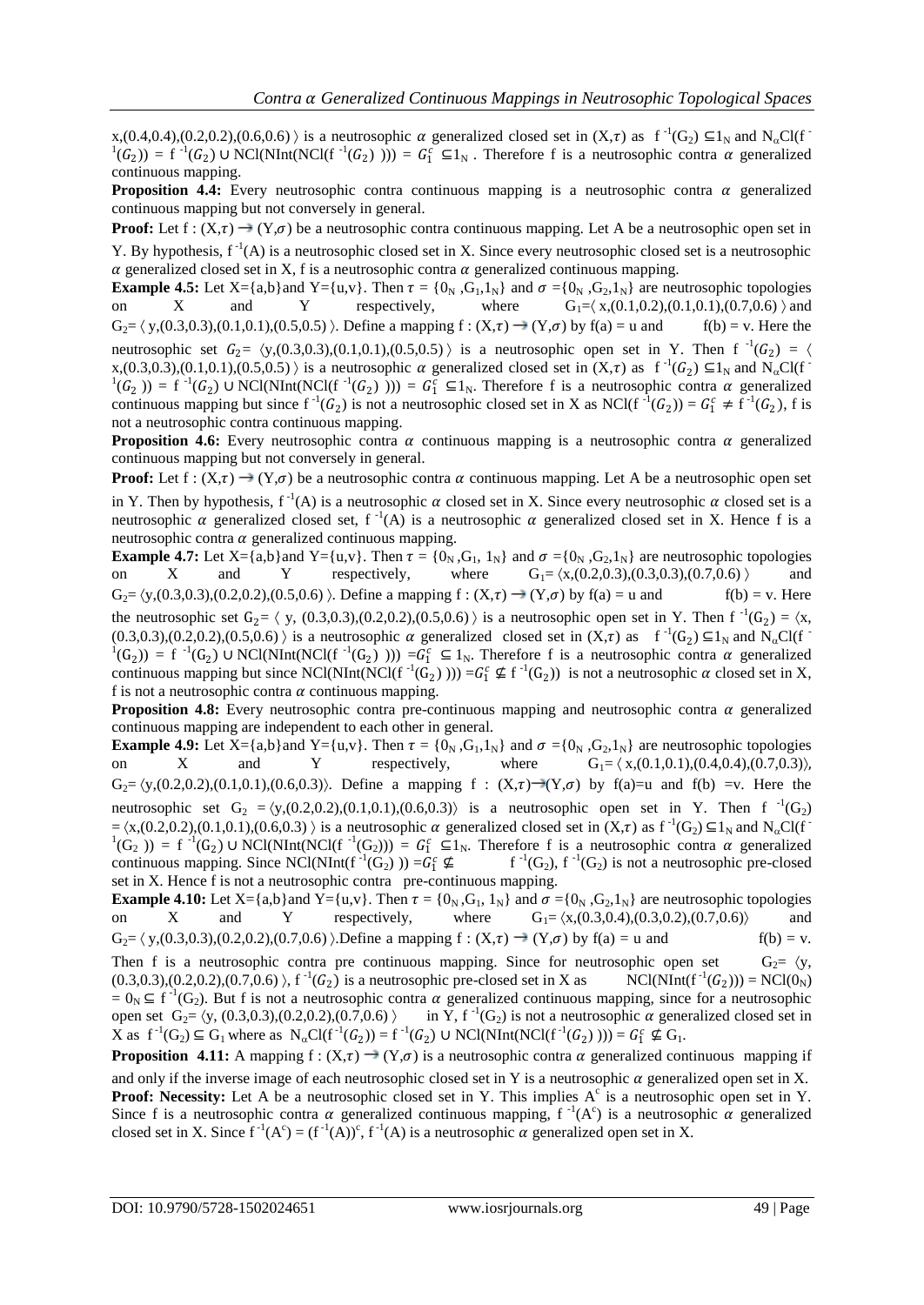$\langle x,(0.4,0.4),(0.2,0.2),(0.6,0.6)\rangle$ is a neutrosophic $\alpha$ generalized closed set in $(X,\tau)$ as $f^{-1}(G_2) \subseteq 1_N$ and $N_\alpha Cl(f^{-1}(G_2)) = f^{-1}(G_2) \cup NCl(NInt(NCl(f^{-1}(G_2)))) = G_1^c \subseteq 1_N$. Therefore f is a neutrosophic contra $\alpha$ generalized continuous mapping.

**Proposition 4.4:** Every neutrosophic contra continuous mapping is a neutrosophic contra $\alpha$ generalized continuous mapping but not conversely in general.

**Proof:** Let $f : (X,\tau) \to (Y,\sigma)$ be a neutrosophic contra continuous mapping. Let A be a neutrosophic open set in Y. By hypothesis, $f^{-1}(A)$ is a neutrosophic closed set in X. Since every neutrosophic closed set is a neutrosophic $\alpha$ generalized closed set in X, f is a neutrosophic contra $\alpha$ generalized continuous mapping.

**Example 4.5:** Let $X=\{a,b\}$ and $Y=\{u,v\}$. Then $\tau = \{0_N, G_1, 1_N\}$ and $\sigma = \{0_N, G_2, 1_N\}$ are neutrosophic topologies on X and Y respectively, where $G_1=\langle x,(0.1,0.2),(0.1,0.1),(0.7,0.6)\rangle$ and $G_2=\langle y,(0.3,0.3),(0.1,0.1),(0.5,0.5)\rangle$. Define a mapping $f : (X,\tau) \to (Y,\sigma)$ by $f(a) = u$ and $f(b) = v$. Here the neutrosophic set $G_2=\langle y,(0.3,0.3),(0.1,0.1),(0.5,0.5)\rangle$ is a neutrosophic open set in Y. Then $f^{-1}(G_2) = \langle x,(0.3,0.3),(0.1,0.1),(0.5,0.5)\rangle$ is a neutrosophic $\alpha$ generalized closed set in $(X,\tau)$ as $f^{-1}(G_2) \subseteq 1_N$ and $N_\alpha Cl(f^{-1}(G_2)) = f^{-1}(G_2) \cup NCl(NInt(NCl(f^{-1}(G_2)))) = G_1^c \subseteq 1_N$. Therefore f is a neutrosophic contra $\alpha$ generalized continuous mapping but since $f^{-1}(G_2)$ is not a neutrosophic closed set in X as $NCl(f^{-1}(G_2)) = G_1^c \neq f^{-1}(G_2)$, f is not a neutrosophic contra continuous mapping.

**Proposition 4.6:** Every neutrosophic contra $\alpha$ continuous mapping is a neutrosophic contra $\alpha$ generalized continuous mapping but not conversely in general.

**Proof:** Let $f : (X,\tau) \to (Y,\sigma)$ be a neutrosophic contra $\alpha$ continuous mapping. Let A be a neutrosophic open set in Y. Then by hypothesis, $f^{-1}(A)$ is a neutrosophic $\alpha$ closed set in X. Since every neutrosophic $\alpha$ closed set is a neutrosophic $\alpha$ generalized closed set, $f^{-1}(A)$ is a neutrosophic $\alpha$ generalized closed set in X. Hence f is a neutrosophic contra $\alpha$ generalized continuous mapping.

**Example 4.7:** Let $X=\{a,b\}$ and $Y=\{u,v\}$. Then $\tau = \{0_N, G_1, 1_N\}$ and $\sigma = \{0_N, G_2, 1_N\}$ are neutrosophic topologies on X and Y respectively, where $G_1= \langle x,(0.2,0.3),(0.3,0.3),(0.7,0.6)\rangle$ and $G_2= \langle y,(0.3,0.3),(0.2,0.2),(0.5,0.6)\rangle$. Define a mapping $f : (X,\tau) \to (Y,\sigma)$ by $f(a) = u$ and $f(b) = v$. Here the neutrosophic set $G_2 = \langle y, (0.3,0.3),(0.2,0.2),(0.5,0.6)\rangle$ is a neutrosophic open set in Y. Then $f^{-1}(G_2) = \langle x,(0.3,0.3),(0.2,0.2),(0.5,0.6)\rangle$ is a neutrosophic $\alpha$ generalized closed set in $(X,\tau)$ as $f^{-1}(G_2) \subseteq 1_N$ and $N_\alpha Cl(f^{-1}(G_2)) = f^{-1}(G_2) \cup NCl(NInt(NCl(f^{-1}(G_2)))) = G_1^c \subseteq 1_N$. Therefore f is a neutrosophic contra $\alpha$ generalized continuous mapping but since $NCl(NInt(NCl(f^{-1}(G_2)))) = G_1^c \nsubseteq f^{-1}(G_2))$ is not a neutrosophic $\alpha$ closed set in X, f is not a neutrosophic contra $\alpha$ continuous mapping.

**Proposition 4.8:** Every neutrosophic contra pre-continuous mapping and neutrosophic contra $\alpha$ generalized continuous mapping are independent to each other in general.

**Example 4.9:** Let $X=\{a,b\}$ and $Y=\{u,v\}$. Then $\tau = \{0_N, G_1, 1_N\}$ and $\sigma = \{0_N, G_2, 1_N\}$ are neutrosophic topologies on X and Y respectively, where $G_1= \langle x,(0.1,0.1),(0.4,0.4),(0.7,0.3)\rangle$, $G_2= \langle y,(0.2,0.2),(0.1,0.1),(0.6,0.3)\rangle$. Define a mapping $f : (X,\tau) \to (Y,\sigma)$ by $f(a)=u$ and $f(b) =v$. Here the neutrosophic set $G_2 = \langle y,(0.2,0.2),(0.1,0.1),(0.6,0.3)\rangle$ is a neutrosophic open set in Y. Then $f^{-1}(G_2) = \langle x,(0.2,0.2),(0.1,0.1),(0.6,0.3)\rangle$ is a neutrosophic $\alpha$ generalized closed set in $(X,\tau)$ as $f^{-1}(G_2) \subseteq 1_N$ and $N_\alpha Cl(f^{-1}(G_2)) = f^{-1}(G_2) \cup NCl(NInt(NCl(f^{-1}(G_2)))) = G_1^c \subseteq 1_N$. Therefore f is a neutrosophic contra $\alpha$ generalized continuous mapping. Since $NCl(NInt(f^{-1}(G_2))) = G_1^c \nsubseteq f^{-1}(G_2)$, $f^{-1}(G_2)$ is not a neutrosophic pre-closed set in X. Hence f is not a neutrosophic contra pre-continuous mapping.

**Example 4.10:** Let $X=\{a,b\}$ and $Y=\{u,v\}$. Then $\tau = \{0_N, G_1, 1_N\}$ and $\sigma = \{0_N, G_2, 1_N\}$ are neutrosophic topologies on X and Y respectively, where $G_1= \langle x,(0.3,0.4),(0.3,0.2),(0.7,0.6)\rangle$ and $G_2= \langle y,(0.3,0.3),(0.2,0.2),(0.7,0.6)\rangle$. Define a mapping $f : (X,\tau) \to (Y,\sigma)$ by $f(a) = u$ and $f(b) = v$. Then f is a neutrosophic contra pre continuous mapping. Since for neutrosophic open set $G_2= \langle y,(0.3,0.3),(0.2,0.2),(0.7,0.6)\rangle$, $f^{-1}(G_2)$ is a neutrosophic pre-closed set in X as $NCl(NInt(f^{-1}(G_2))) = NCl(0_N) = 0_N \subseteq f^{-1}(G_2)$. But f is not a neutrosophic contra $\alpha$ generalized continuous mapping, since for a neutrosophic open set $G_2= \langle y, (0.3,0.3),(0.2,0.2),(0.7,0.6)\rangle$ in Y, $f^{-1}(G_2)$ is not a neutrosophic $\alpha$ generalized closed set in X as $f^{-1}(G_2) \subseteq G_1$ where as $N_\alpha Cl(f^{-1}(G_2)) = f^{-1}(G_2) \cup NCl(NInt(NCl(f^{-1}(G_2)))) = G_1^c \nsubseteq G_1$.

**Proposition 4.11:** A mapping $f : (X,\tau) \to (Y,\sigma)$ is a neutrosophic contra $\alpha$ generalized continuous mapping if and only if the inverse image of each neutrosophic closed set in Y is a neutrosophic $\alpha$ generalized open set in X.

**Proof: Necessity:** Let A be a neutrosophic closed set in Y. This implies $A^c$ is a neutrosophic open set in Y. Since f is a neutrosophic contra $\alpha$ generalized continuous mapping, $f^{-1}(A^c)$ is a neutrosophic $\alpha$ generalized closed set in X. Since $f^{-1}(A^c) = (f^{-1}(A))^c$, $f^{-1}(A)$ is a neutrosophic $\alpha$ generalized open set in X.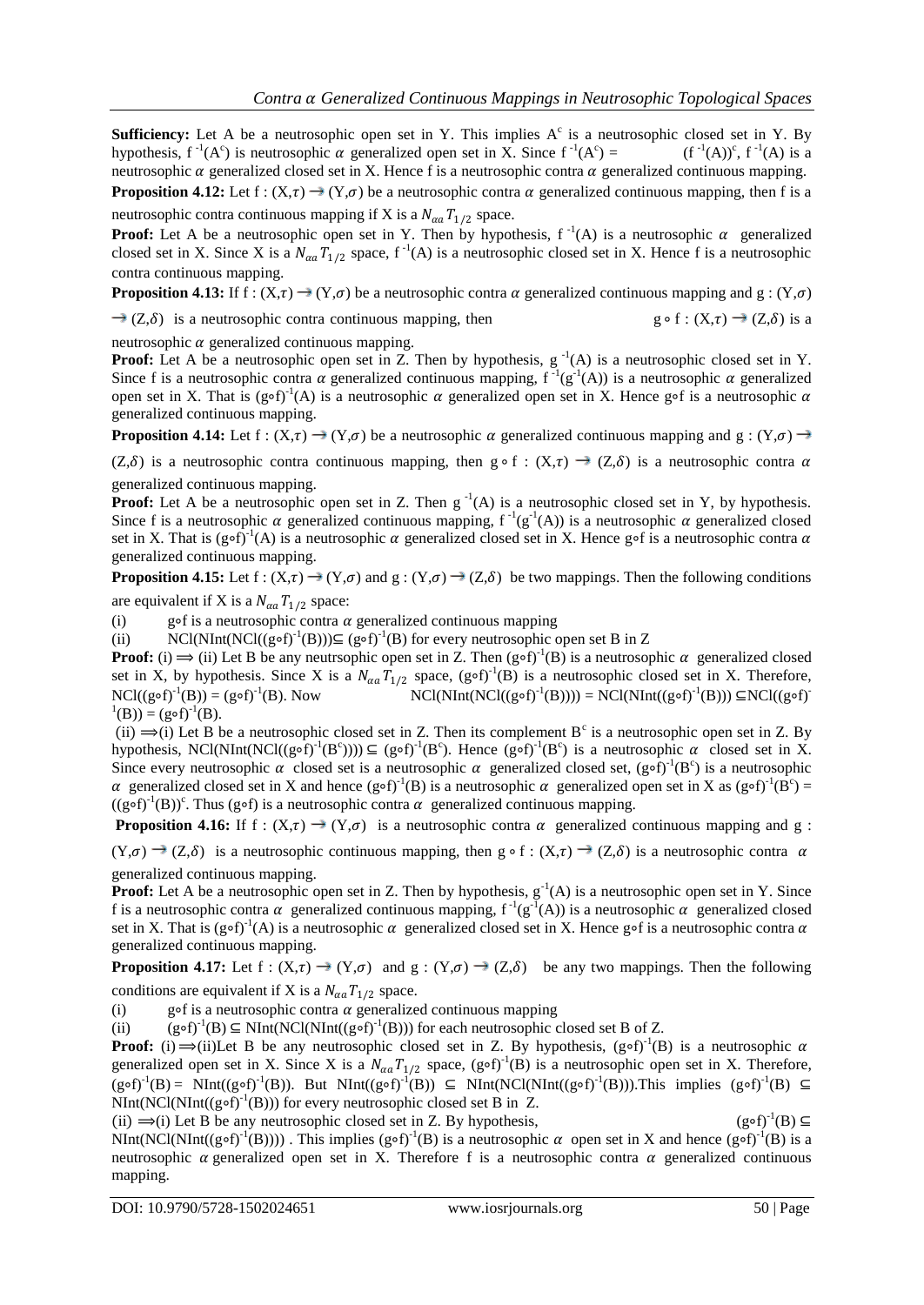**Sufficiency:** Let A be a neutrosophic open set in Y. This implies $A^c$ is a neutrosophic closed set in Y. By hypothesis, $f^{-1}(A^c)$ is neutrosophic $\alpha$ generalized open set in X. Since $f^{-1}(A^c) = (f^{-1}(A))^c$, $f^{-1}(A)$ is a neutrosophic $\alpha$ generalized closed set in X. Hence f is a neutrosophic contra $\alpha$ generalized continuous mapping.

**Proposition 4.12:** Let f : $(X,\tau) \to (Y,\sigma)$ be a neutrosophic contra $\alpha$ generalized continuous mapping, then f is a neutrosophic contra continuous mapping if X is a $N_{\alpha a}T_{1/2}$ space.

**Proof:** Let A be a neutrosophic open set in Y. Then by hypothesis, $f^{-1}(A)$ is a neutrosophic $\alpha$ generalized closed set in X. Since X is a $N_{\alpha a}T_{1/2}$ space, $f^{-1}(A)$ is a neutrosophic closed set in X. Hence f is a neutrosophic contra continuous mapping.

**Proposition 4.13:** If f : $(X,\tau) \to (Y,\sigma)$ be a neutrosophic contra $\alpha$ generalized continuous mapping and g : $(Y,\sigma) \to (Z,\delta)$ is a neutrosophic contra continuous mapping, then g $\circ$ f : $(X,\tau) \to (Z,\delta)$ is a neutrosophic $\alpha$ generalized continuous mapping.

**Proof:** Let A be a neutrosophic open set in Z. Then by hypothesis, $g^{-1}(A)$ is a neutrosophic closed set in Y. Since f is a neutrosophic contra $\alpha$ generalized continuous mapping, $f^{-1}(g^{-1}(A))$ is a neutrosophic $\alpha$ generalized open set in X. That is $(g\circ f)^{-1}(A)$ is a neutrosophic $\alpha$ generalized open set in X. Hence g∘f is a neutrosophic $\alpha$ generalized continuous mapping.

**Proposition 4.14:** Let f : $(X,\tau) \to (Y,\sigma)$ be a neutrosophic $\alpha$ generalized continuous mapping and g : $(Y,\sigma) \to (Z,\delta)$ is a neutrosophic contra continuous mapping, then g $\circ$ f : $(X,\tau) \to (Z,\delta)$ is a neutrosophic contra $\alpha$ generalized continuous mapping.

**Proof:** Let A be a neutrosophic open set in Z. Then $g^{-1}(A)$ is a neutrosophic closed set in Y, by hypothesis. Since f is a neutrosophic $\alpha$ generalized continuous mapping, $f^{-1}(g^{-1}(A))$ is a neutrosophic $\alpha$ generalized closed set in X. That is $(g\circ f)^{-1}(A)$ is a neutrosophic $\alpha$ generalized closed set in X. Hence g∘f is a neutrosophic contra $\alpha$ generalized continuous mapping.

**Proposition 4.15:** Let f : $(X,\tau) \to (Y,\sigma)$ and g : $(Y,\sigma) \to (Z,\delta)$ be two mappings. Then the following conditions are equivalent if X is a $N_{\alpha a}T_{1/2}$ space:

(i) g∘f is a neutrosophic contra $\alpha$ generalized continuous mapping

(ii) $NCl(NInt(NCl((g\circ f)^{-1}(B)))) \subseteq (g\circ f)^{-1}(B)$ for every neutrosophic open set B in Z

**Proof:** (i) $\Longrightarrow$ (ii) Let B be any neutrsophic open set in Z. Then $(g\circ f)^{-1}(B)$ is a neutrosophic $\alpha$ generalized closed set in X, by hypothesis. Since X is a $N_{\alpha a}T_{1/2}$ space, $(g\circ f)^{-1}(B)$ is a neutrosophic closed set in X. Therefore, $NCl((g\circ f)^{-1}(B)) = (g\circ f)^{-1}(B)$. Now $NCl(NInt(NCl((g\circ f)^{-1}(B)))) = NCl(NInt((g\circ f)^{-1}(B))) \subseteq NCl((g\circ f)^{-1}(B)) = (g\circ f)^{-1}(B)$.

(ii) $\Longrightarrow$(i) Let B be a neutrosophic closed set in Z. Then its complement $B^c$ is a neutrosophic open set in Z. By hypothesis, $NCl(NInt(NCl((g\circ f)^{-1}(B^c)))) \subseteq (g\circ f)^{-1}(B^c)$. Hence $(g\circ f)^{-1}(B^c)$ is a neutrosophic $\alpha$ closed set in X. Since every neutrosophic $\alpha$ closed set is a neutrosophic $\alpha$ generalized closed set, $(g\circ f)^{-1}(B^c)$ is a neutrosophic $\alpha$ generalized closed set in X and hence $(g\circ f)^{-1}(B)$ is a neutrosophic $\alpha$ generalized open set in X as $(g\circ f)^{-1}(B^c) = ((g\circ f)^{-1}(B))^c$. Thus (g∘f) is a neutrosophic contra $\alpha$ generalized continuous mapping.

**Proposition 4.16:** If f : $(X,\tau) \to (Y,\sigma)$ is a neutrosophic contra $\alpha$ generalized continuous mapping and g : $(Y,\sigma) \to (Z,\delta)$ is a neutrosophic continuous mapping, then g $\circ$ f : $(X,\tau) \to (Z,\delta)$ is a neutrosophic contra $\alpha$ generalized continuous mapping.

**Proof:** Let A be a neutrosophic open set in Z. Then by hypothesis, $g^{-1}(A)$ is a neutrosophic open set in Y. Since f is a neutrosophic contra $\alpha$ generalized continuous mapping, $f^{-1}(g^{-1}(A))$ is a neutrosophic $\alpha$ generalized closed set in X. That is $(g\circ f)^{-1}(A)$ is a neutrosophic $\alpha$ generalized closed set in X. Hence g∘f is a neutrosophic contra $\alpha$ generalized continuous mapping.

**Proposition 4.17:** Let f : $(X,\tau) \to (Y,\sigma)$ and g : $(Y,\sigma) \to (Z,\delta)$ be any two mappings. Then the following conditions are equivalent if X is a $N_{\alpha a}T_{1/2}$ space.

(i) g∘f is a neutrosophic contra $\alpha$ generalized continuous mapping

(ii) $(g\circ f)^{-1}(B) \subseteq NInt(NCl(NInt((g\circ f)^{-1}(B))))$ for each neutrosophic closed set B of Z.

**Proof:** (i) $\Longrightarrow$(ii)Let B be any neutrosophic closed set in Z. By hypothesis, $(g\circ f)^{-1}(B)$ is a neutrosophic $\alpha$ generalized open set in X. Since X is a $N_{\alpha a}T_{1/2}$ space, $(g\circ f)^{-1}(B)$ is a neutrosophic open set in X. Therefore, $(g\circ f)^{-1}(B) = NInt((g\circ f)^{-1}(B))$. But $NInt((g\circ f)^{-1}(B)) \subseteq NInt(NCl(NInt((g\circ f)^{-1}(B))))$.This implies $(g\circ f)^{-1}(B) \subseteq NInt(NCl(NInt((g\circ f)^{-1}(B))))$ for every neutrosophic closed set B in Z.

(ii) $\Longrightarrow$(i) Let B be any neutrosophic closed set in Z. By hypothesis, $(g\circ f)^{-1}(B) \subseteq NInt(NCl(NInt((g\circ f)^{-1}(B))))$ . This implies $(g\circ f)^{-1}(B)$ is a neutrosophic $\alpha$ open set in X and hence $(g\circ f)^{-1}(B)$ is a neutrosophic $\alpha$ generalized open set in X. Therefore f is a neutrosophic contra $\alpha$ generalized continuous mapping.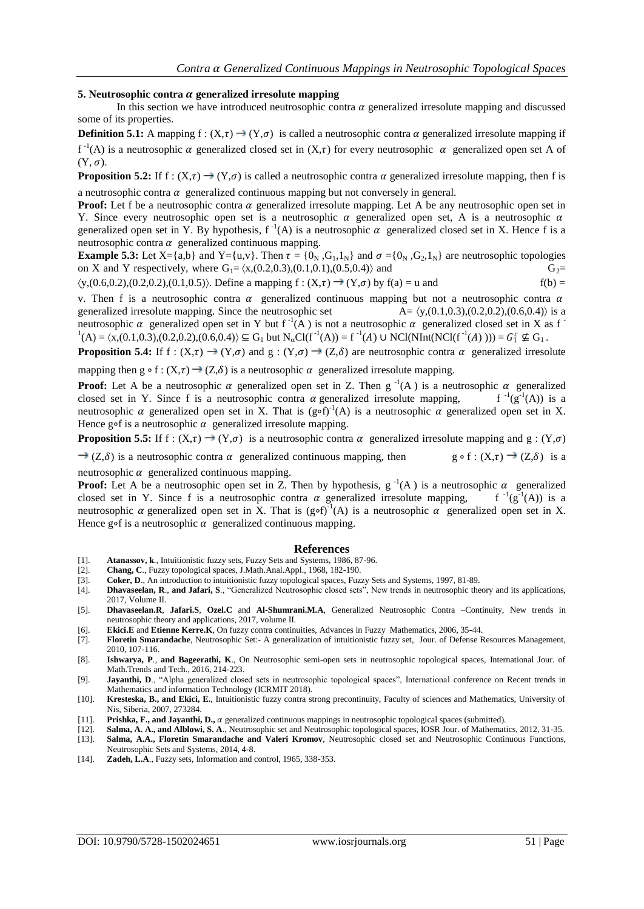## 5. Neutrosophic contra $\alpha$ generalized irresolute mapping

In this section we have introduced neutrosophic contra $\alpha$ generalized irresolute mapping and discussed some of its properties.

**Definition 5.1:** A mapping $f : (X,\tau) \rightarrow (Y,\sigma)$ is called a neutrosophic contra $\alpha$ generalized irresolute mapping if $f^{-1}(A)$ is a neutrosophic $\alpha$ generalized closed set in $(X,\tau)$ for every neutrosophic $\alpha$ generalized open set A of $(Y, \sigma)$.

**Proposition 5.2:** If $f : (X,\tau) \rightarrow (Y,\sigma)$ is called a neutrosophic contra $\alpha$ generalized irresolute mapping, then f is a neutrosophic contra $\alpha$ generalized continuous mapping but not conversely in general.

**Proof:** Let f be a neutrosophic contra $\alpha$ generalized irresolute mapping. Let A be any neutrosophic open set in Y. Since every neutrosophic open set is a neutrosophic $\alpha$ generalized open set, A is a neutrosophic $\alpha$ generalized open set in Y. By hypothesis, $f^{-1}(A)$ is a neutrosophic $\alpha$ generalized closed set in X. Hence f is a neutrosophic contra $\alpha$ generalized continuous mapping.

**Example 5.3:** Let X={a,b} and Y={u,v}. Then $\tau = \{0_N, G_1, 1_N\}$ and $\sigma = \{0_N, G_2, 1_N\}$ are neutrosophic topologies on X and Y respectively, where $G_1 = \langle x,(0.2,0.3),(0.1,0.1),(0.5,0.4)\rangle$ and $G_2 = \langle y,(0.6,0.2),(0.2,0.2),(0.1,0.5)\rangle$. Define a mapping $f : (X,\tau) \rightarrow (Y,\sigma)$ by f(a) = u and f(b) = v. Then f is a neutrosophic contra $\alpha$ generalized continuous mapping but not a neutrosophic contra $\alpha$ generalized irresolute mapping. Since the neutrosophic set $A = \langle y,(0.1,0.3),(0.2,0.2),(0.6,0.4)\rangle$ is a neutrosophic $\alpha$ generalized open set in Y but $f^{-1}(A)$ is not a neutrosophic $\alpha$ generalized closed set in X as $f^{-1}(A) = \langle x,(0.1,0.3),(0.2,0.2),(0.6,0.4)\rangle \subseteq G_1$ but $N_\alpha Cl(f^{-1}(A)) = f^{-1}(A) \cup NCl(NInt(NCl(f^{-1}(A)))) = G_1^c \not\subseteq G_1$.

**Proposition 5.4:** If $f : (X,\tau) \rightarrow (Y,\sigma)$ and $g : (Y,\sigma) \rightarrow (Z,\delta)$ are neutrosophic contra $\alpha$ generalized irresolute mapping then $g \circ f : (X,\tau) \rightarrow (Z,\delta)$ is a neutrosophic $\alpha$ generalized irresolute mapping.

**Proof:** Let A be a neutrosophic $\alpha$ generalized open set in Z. Then $g^{-1}(A)$ is a neutrosophic $\alpha$ generalized closed set in Y. Since f is a neutrosophic contra $\alpha$ generalized irresolute mapping, $f^{-1}(g^{-1}(A))$ is a neutrosophic $\alpha$ generalized open set in X. That is $(g\circ f)^{-1}(A)$ is a neutrosophic $\alpha$ generalized open set in X. Hence g∘f is a neutrosophic $\alpha$ generalized irresolute mapping.

**Proposition 5.5:** If $f : (X,\tau) \rightarrow (Y,\sigma)$ is a neutrosophic contra $\alpha$ generalized irresolute mapping and $g : (Y,\sigma) \rightarrow (Z,\delta)$ is a neutrosophic contra $\alpha$ generalized continuous mapping, then $g \circ f : (X,\tau) \rightarrow (Z,\delta)$ is a neutrosophic $\alpha$ generalized continuous mapping.

**Proof:** Let A be a neutrosophic open set in Z. Then by hypothesis, $g^{-1}(A)$ is a neutrosophic $\alpha$ generalized closed set in Y. Since f is a neutrosophic contra $\alpha$ generalized irresolute mapping, $f^{-1}(g^{-1}(A))$ is a neutrosophic $\alpha$ generalized open set in X. That is $(g\circ f)^{-1}(A)$ is a neutrosophic $\alpha$ generalized open set in X. Hence g∘f is a neutrosophic $\alpha$ generalized continuous mapping.

## References

[1]. **Atanassov, k**., Intuitionistic fuzzy sets, Fuzzy Sets and Systems, 1986, 87-96.

[2]. **Chang, C**., Fuzzy topological spaces, J.Math.Anal.Appl., 1968, 182-190.

[3]. **Coker, D**., An introduction to intuitionistic fuzzy topological spaces, Fuzzy Sets and Systems, 1997, 81-89.

[4]. **Dhavaseelan, R**., **and Jafari, S**., "Generalized Neutrosophic closed sets", New trends in neutrosophic theory and its applications, 2017, Volume II.

[5]. **Dhavaseelan.R**, **Jafari.S**, **Ozel.C** and **Al-Shumrani.M.A**, Generalized Neutrosophic Contra –Continuity, New trends in neutrosophic theory and applications, 2017, volume II.

[6]. **Ekici.E** and **Etienne Kerre.K**, On fuzzy contra continuities, Advances in Fuzzy Mathematics, 2006, 35-44.

[7]. **Floretin Smarandache**, Neutrosophic Set:- A generalization of intuitionistic fuzzy set, Jour. of Defense Resources Management, 2010, 107-116.

[8]. **Ishwarya, P**., **and Bageerathi, K**., On Neutrosophic semi-open sets in neutrosophic topological spaces, International Jour. of Math.Trends and Tech., 2016, 214-223.

[9]. **Jayanthi, D**., "Alpha generalized closed sets in neutrosophic topological spaces", International conference on Recent trends in Mathematics and information Technology (ICRMIT 2018).

[10]. **Kresteska, B., and Ekici, E.**, Intuitionistic fuzzy contra strong precontinuity, Faculty of sciences and Mathematics, University of Nis, Siberia, 2007, 273284.

[11]. **Prishka, F., and Jayanthi, D.,** $\alpha$ generalized continuous mappings in neutrosophic topological spaces (submitted).

[12]. **Salma, A. A., and Alblowi, S. A**., Neutrosophic set and Neutrosophic topological spaces, IOSR Jour. of Mathematics, 2012, 31-35.

[13]. **Salma, A.A., Floretin Smarandache and Valeri Kromov**, Neutrosophic closed set and Neutrosophic Continuous Functions, Neutrosophic Sets and Systems, 2014, 4-8.

[14]. **Zadeh, L.A**., Fuzzy sets, Information and control, 1965, 338-353.